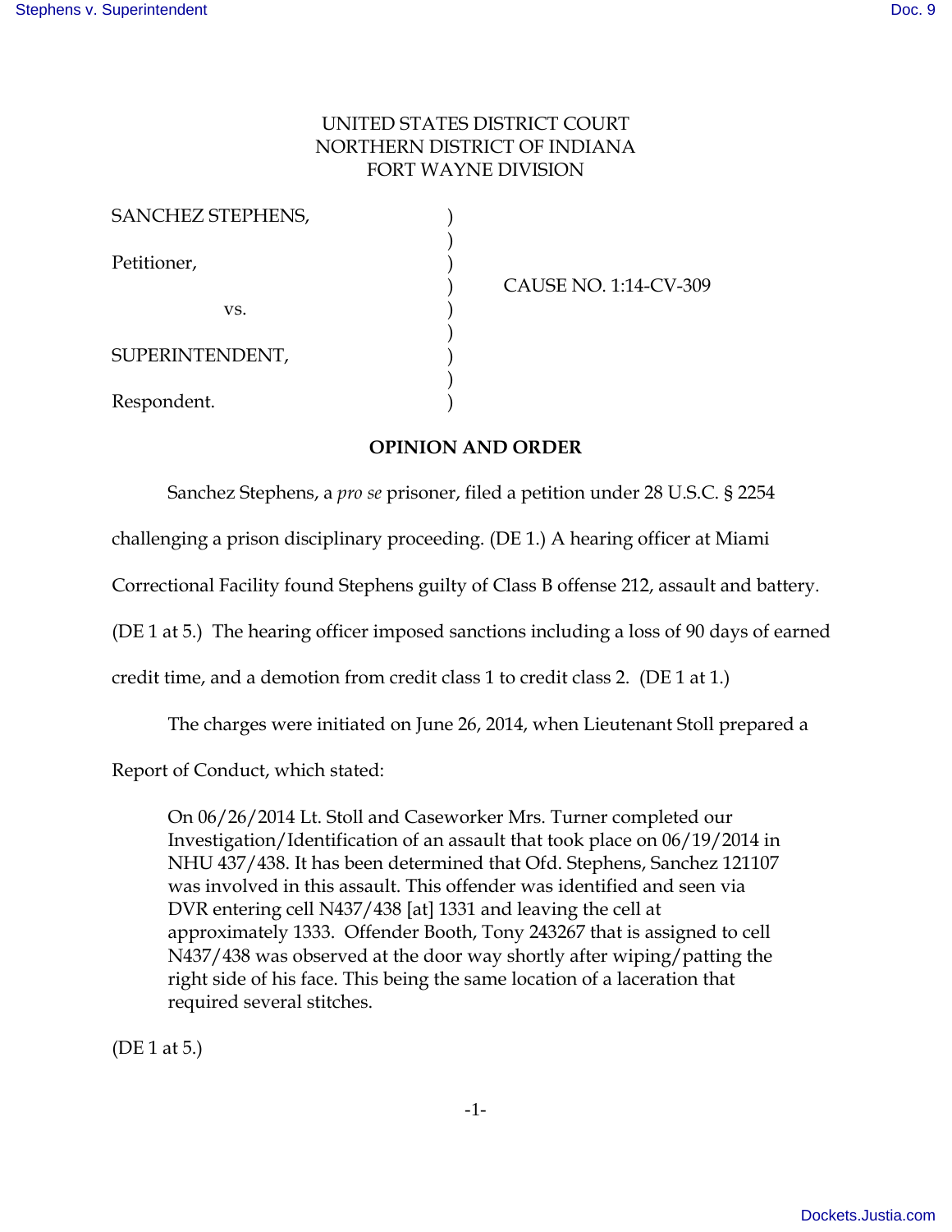UNITED STATES DISTRICT COURT
NORTHERN DISTRICT OF INDIANA
FORT WAYNE DIVISION

| | | |
|---|---|---|
| SANCHEZ STEPHENS, | ) | |
| | ) | |
| Petitioner, | ) | |
| | ) | CAUSE NO. 1:14-CV-309 |
| vs. | ) | |
| | ) | |
| SUPERINTENDENT, | ) | |
| | ) | |
| Respondent. | ) | |

## OPINION AND ORDER

Sanchez Stephens, a *pro se* prisoner, filed a petition under 28 U.S.C. § 2254 challenging a prison disciplinary proceeding. (DE 1.) A hearing officer at Miami Correctional Facility found Stephens guilty of Class B offense 212, assault and battery. (DE 1 at 5.) The hearing officer imposed sanctions including a loss of 90 days of earned credit time, and a demotion from credit class 1 to credit class 2. (DE 1 at 1.)

The charges were initiated on June 26, 2014, when Lieutenant Stoll prepared a Report of Conduct, which stated:

> On 06/26/2014 Lt. Stoll and Caseworker Mrs. Turner completed our Investigation/Identification of an assault that took place on 06/19/2014 in NHU 437/438. It has been determined that Ofd. Stephens, Sanchez 121107 was involved in this assault. This offender was identified and seen via DVR entering cell N437/438 [at] 1331 and leaving the cell at approximately 1333. Offender Booth, Tony 243267 that is assigned to cell N437/438 was observed at the door way shortly after wiping/patting the right side of his face. This being the same location of a laceration that required several stitches.

(DE 1 at 5.)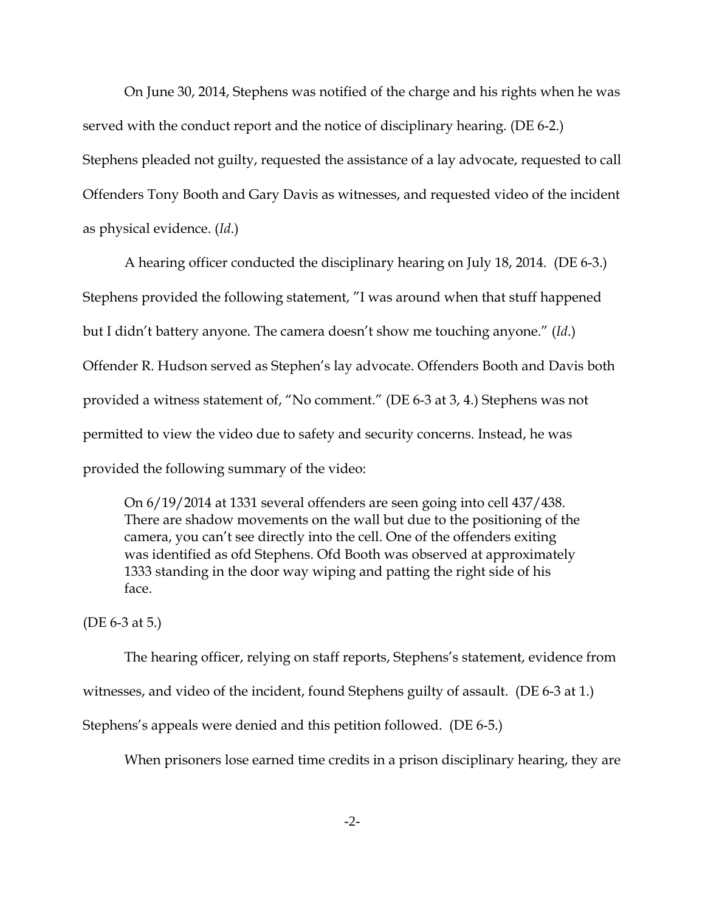On June 30, 2014, Stephens was notified of the charge and his rights when he was served with the conduct report and the notice of disciplinary hearing. (DE 6-2.) Stephens pleaded not guilty, requested the assistance of a lay advocate, requested to call Offenders Tony Booth and Gary Davis as witnesses, and requested video of the incident as physical evidence. (*Id*.)

A hearing officer conducted the disciplinary hearing on July 18, 2014. (DE 6-3.) Stephens provided the following statement, "I was around when that stuff happened but I didn't battery anyone. The camera doesn't show me touching anyone." (*Id*.) Offender R. Hudson served as Stephen's lay advocate. Offenders Booth and Davis both provided a witness statement of, "No comment." (DE 6-3 at 3, 4.) Stephens was not permitted to view the video due to safety and security concerns. Instead, he was provided the following summary of the video:

> On 6/19/2014 at 1331 several offenders are seen going into cell 437/438. There are shadow movements on the wall but due to the positioning of the camera, you can't see directly into the cell. One of the offenders exiting was identified as ofd Stephens. Ofd Booth was observed at approximately 1333 standing in the door way wiping and patting the right side of his face.

(DE 6-3 at 5.)

The hearing officer, relying on staff reports, Stephens's statement, evidence from witnesses, and video of the incident, found Stephens guilty of assault. (DE 6-3 at 1.) Stephens's appeals were denied and this petition followed. (DE 6-5.)

When prisoners lose earned time credits in a prison disciplinary hearing, they are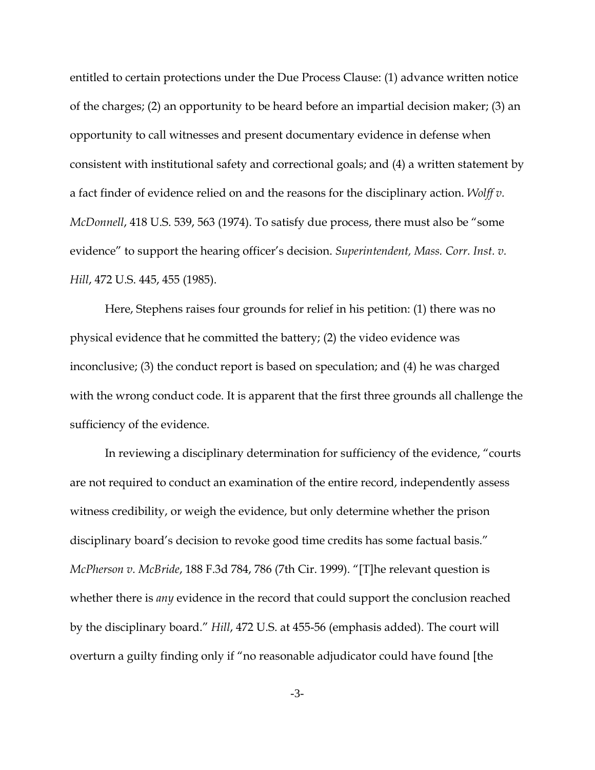entitled to certain protections under the Due Process Clause: (1) advance written notice of the charges; (2) an opportunity to be heard before an impartial decision maker; (3) an opportunity to call witnesses and present documentary evidence in defense when consistent with institutional safety and correctional goals; and (4) a written statement by a fact finder of evidence relied on and the reasons for the disciplinary action. *Wolff v. McDonnell*, 418 U.S. 539, 563 (1974). To satisfy due process, there must also be "some evidence" to support the hearing officer's decision. *Superintendent, Mass. Corr. Inst. v. Hill*, 472 U.S. 445, 455 (1985).

Here, Stephens raises four grounds for relief in his petition: (1) there was no physical evidence that he committed the battery; (2) the video evidence was inconclusive; (3) the conduct report is based on speculation; and (4) he was charged with the wrong conduct code. It is apparent that the first three grounds all challenge the sufficiency of the evidence.

In reviewing a disciplinary determination for sufficiency of the evidence, "courts are not required to conduct an examination of the entire record, independently assess witness credibility, or weigh the evidence, but only determine whether the prison disciplinary board's decision to revoke good time credits has some factual basis." *McPherson v. McBride*, 188 F.3d 784, 786 (7th Cir. 1999). "[T]he relevant question is whether there is *any* evidence in the record that could support the conclusion reached by the disciplinary board." *Hill*, 472 U.S. at 455-56 (emphasis added). The court will overturn a guilty finding only if "no reasonable adjudicator could have found [the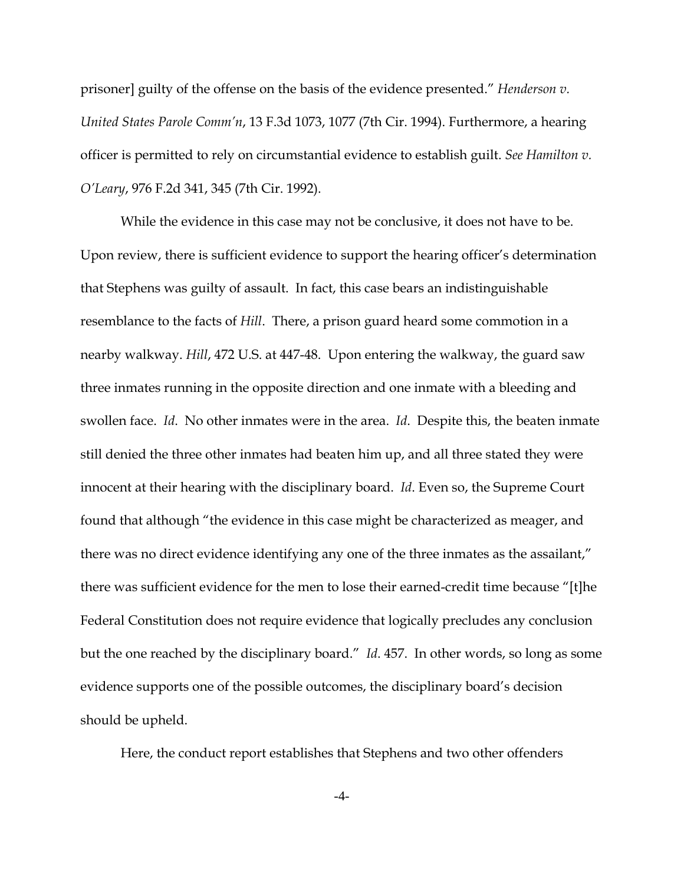prisoner] guilty of the offense on the basis of the evidence presented." *Henderson v. United States Parole Comm'n*, 13 F.3d 1073, 1077 (7th Cir. 1994). Furthermore, a hearing officer is permitted to rely on circumstantial evidence to establish guilt. *See Hamilton v. O'Leary*, 976 F.2d 341, 345 (7th Cir. 1992).

While the evidence in this case may not be conclusive, it does not have to be. Upon review, there is sufficient evidence to support the hearing officer's determination that Stephens was guilty of assault. In fact, this case bears an indistinguishable resemblance to the facts of *Hill*. There, a prison guard heard some commotion in a nearby walkway. *Hill*, 472 U.S. at 447-48. Upon entering the walkway, the guard saw three inmates running in the opposite direction and one inmate with a bleeding and swollen face. *Id*. No other inmates were in the area. *Id*. Despite this, the beaten inmate still denied the three other inmates had beaten him up, and all three stated they were innocent at their hearing with the disciplinary board. *Id*. Even so, the Supreme Court found that although "the evidence in this case might be characterized as meager, and there was no direct evidence identifying any one of the three inmates as the assailant," there was sufficient evidence for the men to lose their earned-credit time because "[t]he Federal Constitution does not require evidence that logically precludes any conclusion but the one reached by the disciplinary board." *Id*. 457. In other words, so long as some evidence supports one of the possible outcomes, the disciplinary board's decision should be upheld.

Here, the conduct report establishes that Stephens and two other offenders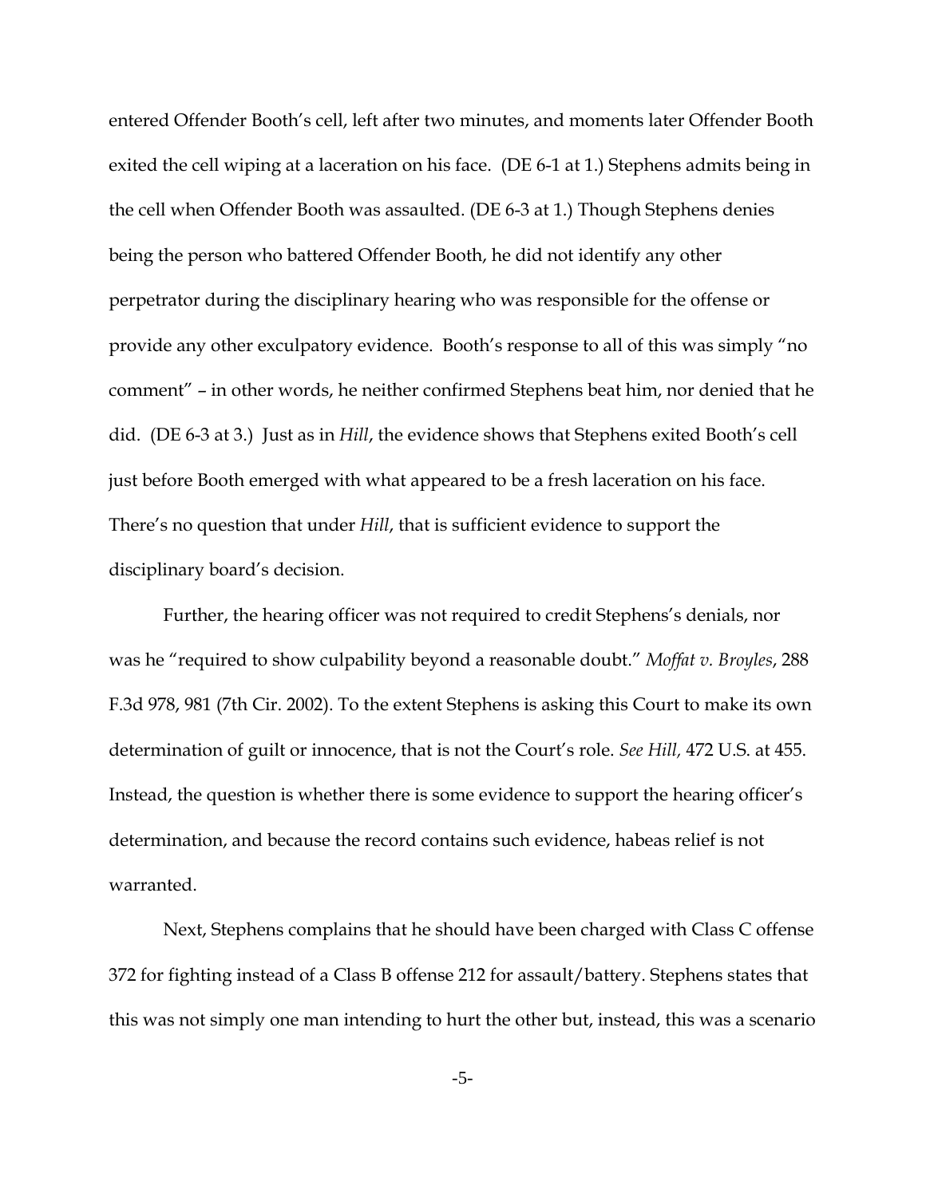entered Offender Booth's cell, left after two minutes, and moments later Offender Booth exited the cell wiping at a laceration on his face. (DE 6-1 at 1.) Stephens admits being in the cell when Offender Booth was assaulted. (DE 6-3 at 1.) Though Stephens denies being the person who battered Offender Booth, he did not identify any other perpetrator during the disciplinary hearing who was responsible for the offense or provide any other exculpatory evidence. Booth's response to all of this was simply "no comment" – in other words, he neither confirmed Stephens beat him, nor denied that he did. (DE 6-3 at 3.) Just as in *Hill*, the evidence shows that Stephens exited Booth's cell just before Booth emerged with what appeared to be a fresh laceration on his face. There's no question that under *Hill*, that is sufficient evidence to support the disciplinary board's decision.

Further, the hearing officer was not required to credit Stephens's denials, nor was he "required to show culpability beyond a reasonable doubt." *Moffat v. Broyles*, 288 F.3d 978, 981 (7th Cir. 2002). To the extent Stephens is asking this Court to make its own determination of guilt or innocence, that is not the Court's role. *See Hill,* 472 U.S. at 455. Instead, the question is whether there is some evidence to support the hearing officer's determination, and because the record contains such evidence, habeas relief is not warranted.

Next, Stephens complains that he should have been charged with Class C offense 372 for fighting instead of a Class B offense 212 for assault/battery. Stephens states that this was not simply one man intending to hurt the other but, instead, this was a scenario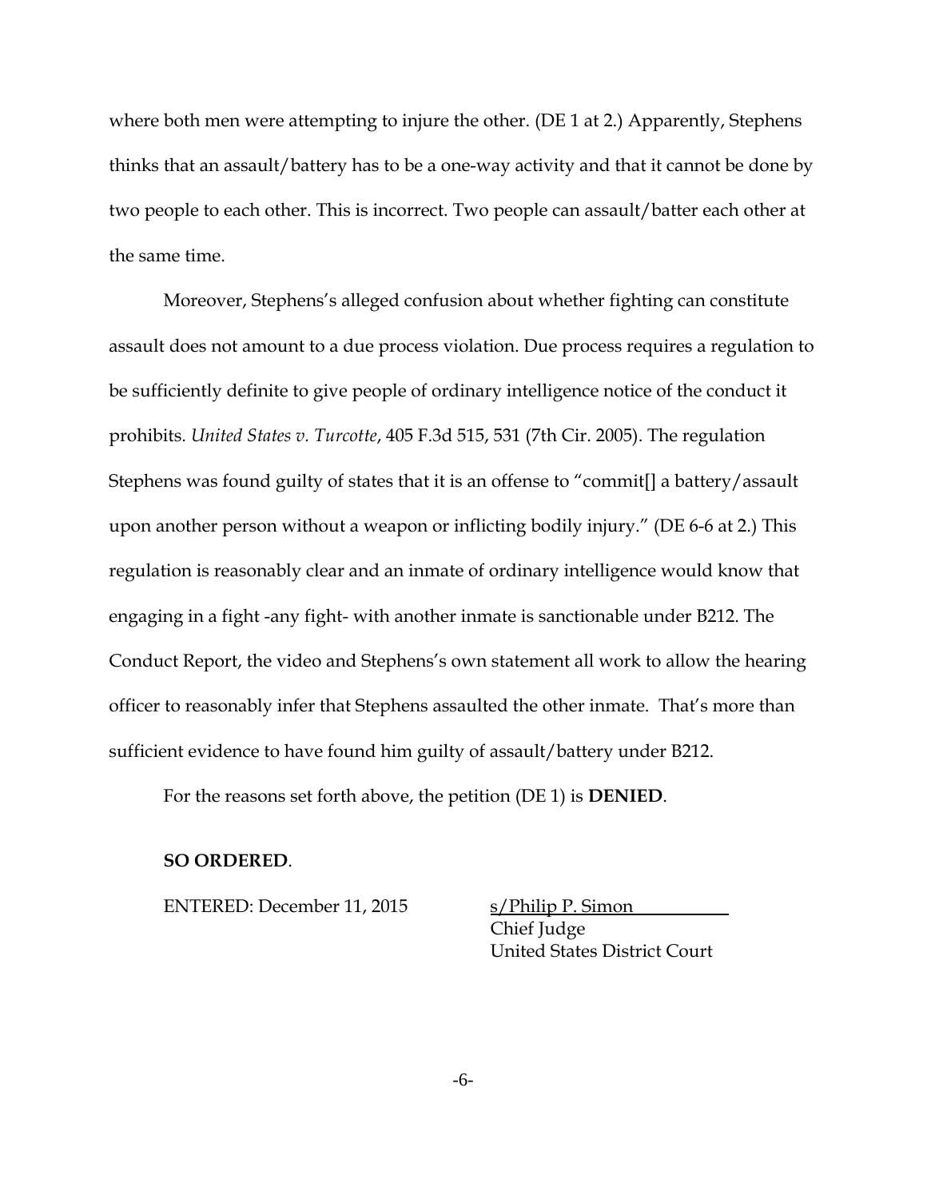where both men were attempting to injure the other. (DE 1 at 2.) Apparently, Stephens thinks that an assault/battery has to be a one-way activity and that it cannot be done by two people to each other. This is incorrect. Two people can assault/batter each other at the same time.

Moreover, Stephens's alleged confusion about whether fighting can constitute assault does not amount to a due process violation. Due process requires a regulation to be sufficiently definite to give people of ordinary intelligence notice of the conduct it prohibits. *United States v. Turcotte*, 405 F.3d 515, 531 (7th Cir. 2005). The regulation Stephens was found guilty of states that it is an offense to "commit[] a battery/assault upon another person without a weapon or inflicting bodily injury." (DE 6-6 at 2.) This regulation is reasonably clear and an inmate of ordinary intelligence would know that engaging in a fight -any fight- with another inmate is sanctionable under B212. The Conduct Report, the video and Stephens's own statement all work to allow the hearing officer to reasonably infer that Stephens assaulted the other inmate. That's more than sufficient evidence to have found him guilty of assault/battery under B212.

For the reasons set forth above, the petition (DE 1) is **DENIED**.

**SO ORDERED**.

ENTERED: December 11, 2015

s/Philip P. Simon
Chief Judge
United States District Court